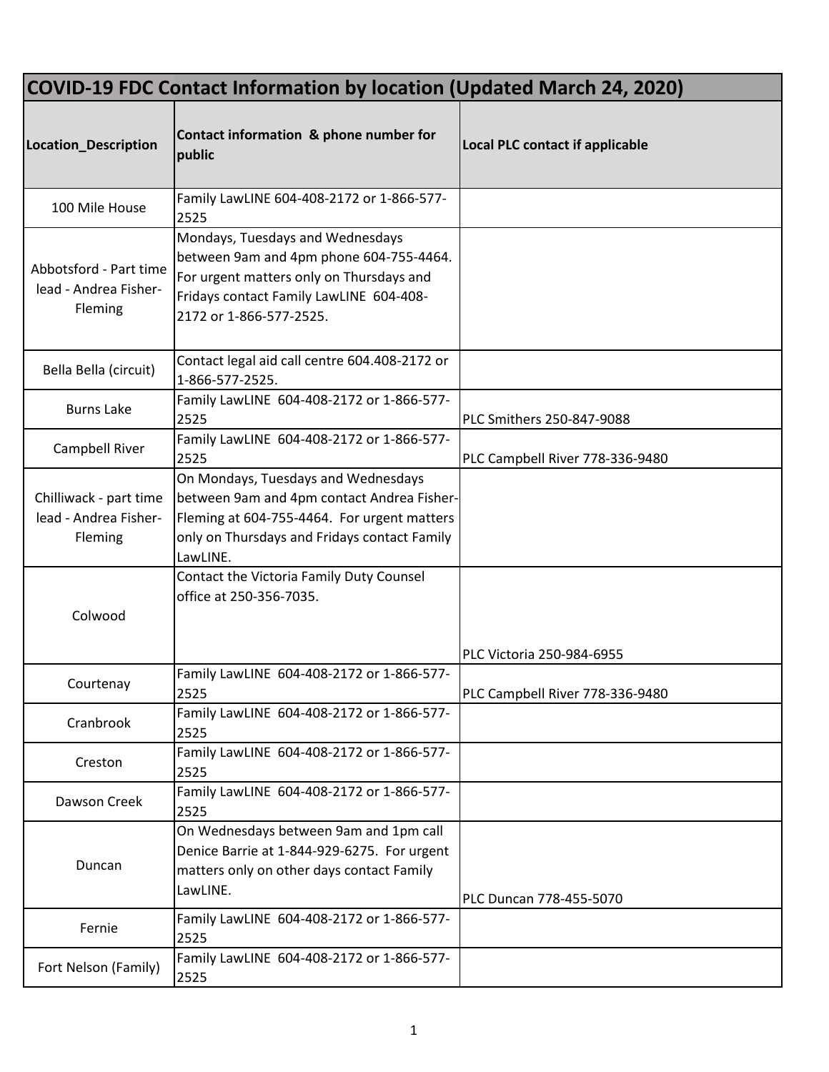# COVID-19 FDC Contact Information by location (Updated March 24, 2020)

| Location_Description | Contact information & phone number for public | Local PLC contact if applicable |
|---|---|---|
| 100 Mile House | Family LawLINE 604-408-2172 or 1-866-577-2525 | |
| Abbotsford - Part time lead - Andrea Fisher-Fleming | Mondays, Tuesdays and Wednesdays between 9am and 4pm phone 604-755-4464. For urgent matters only on Thursdays and Fridays contact Family LawLINE 604-408-2172 or 1-866-577-2525. | |
| Bella Bella (circuit) | Contact legal aid call centre 604.408-2172 or 1-866-577-2525. | |
| Burns Lake | Family LawLINE 604-408-2172 or 1-866-577-2525 | PLC Smithers 250-847-9088 |
| Campbell River | Family LawLINE 604-408-2172 or 1-866-577-2525 | PLC Campbell River 778-336-9480 |
| Chilliwack - part time lead - Andrea Fisher-Fleming | On Mondays, Tuesdays and Wednesdays between 9am and 4pm contact Andrea Fisher-Fleming at 604-755-4464. For urgent matters only on Thursdays and Fridays contact Family LawLINE. | |
| Colwood | Contact the Victoria Family Duty Counsel office at 250-356-7035. | PLC Victoria 250-984-6955 |
| Courtenay | Family LawLINE 604-408-2172 or 1-866-577-2525 | PLC Campbell River 778-336-9480 |
| Cranbrook | Family LawLINE 604-408-2172 or 1-866-577-2525 | |
| Creston | Family LawLINE 604-408-2172 or 1-866-577-2525 | |
| Dawson Creek | Family LawLINE 604-408-2172 or 1-866-577-2525 | |
| Duncan | On Wednesdays between 9am and 1pm call Denice Barrie at 1-844-929-6275. For urgent matters only on other days contact Family LawLINE. | PLC Duncan 778-455-5070 |
| Fernie | Family LawLINE 604-408-2172 or 1-866-577-2525 | |
| Fort Nelson (Family) | Family LawLINE 604-408-2172 or 1-866-577-2525 | |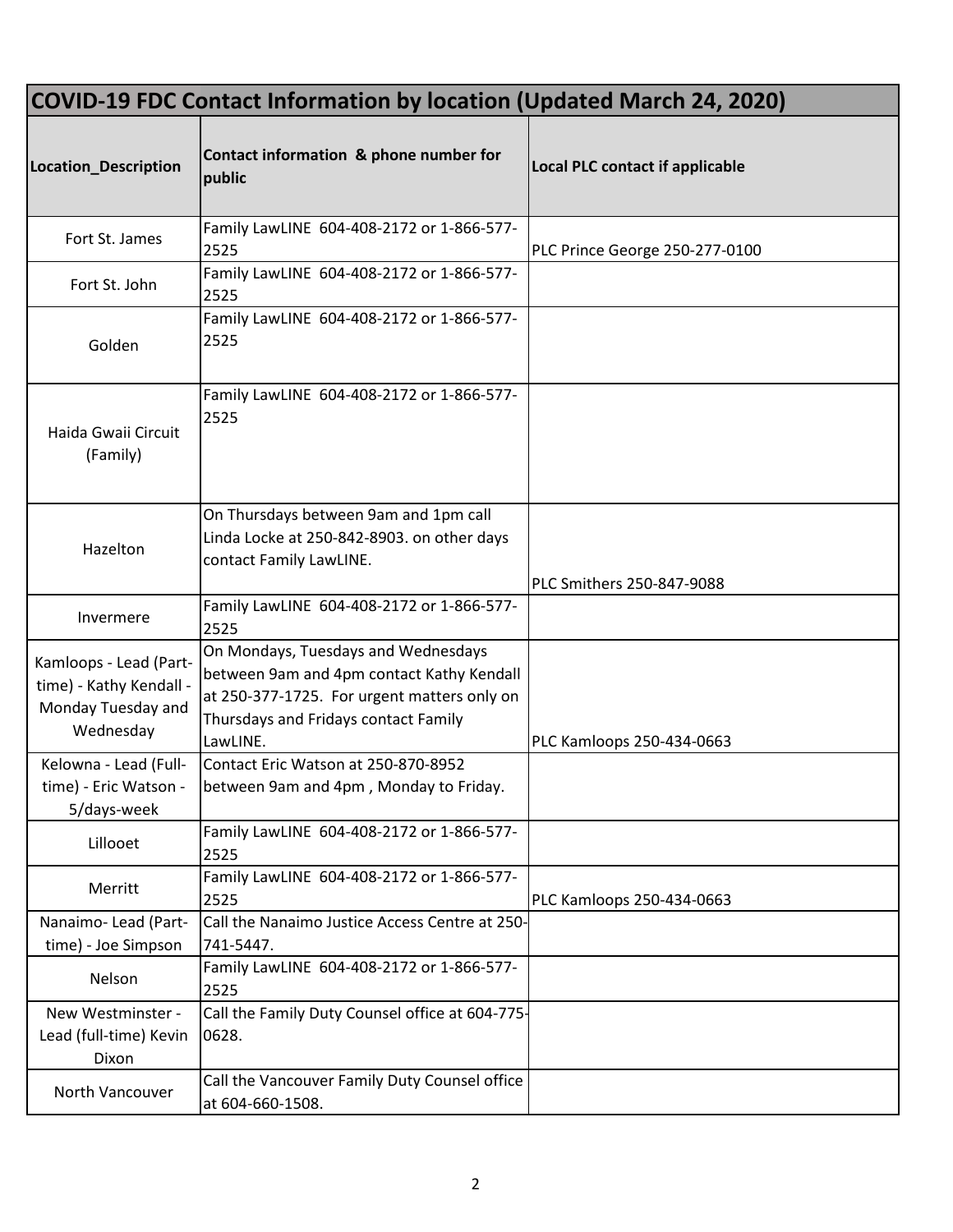# COVID-19 FDC Contact Information by location (Updated March 24, 2020)

| Location_Description | Contact information & phone number for public | Local PLC contact if applicable |
| --- | --- | --- |
| Fort St. James | Family LawLINE 604-408-2172 or 1-866-577-2525 | PLC Prince George 250-277-0100 |
| Fort St. John | Family LawLINE 604-408-2172 or 1-866-577-2525 | |
| Golden | Family LawLINE 604-408-2172 or 1-866-577-2525 | |
| Haida Gwaii Circuit (Family) | Family LawLINE 604-408-2172 or 1-866-577-2525 | |
| Hazelton | On Thursdays between 9am and 1pm call Linda Locke at 250-842-8903. on other days contact Family LawLINE. | PLC Smithers 250-847-9088 |
| Invermere | Family LawLINE 604-408-2172 or 1-866-577-2525 | |
| Kamloops - Lead (Part-time) - Kathy Kendall - Monday Tuesday and Wednesday | On Mondays, Tuesdays and Wednesdays between 9am and 4pm contact Kathy Kendall at 250-377-1725. For urgent matters only on Thursdays and Fridays contact Family LawLINE. | PLC Kamloops 250-434-0663 |
| Kelowna - Lead (Full-time) - Eric Watson - 5/days-week | Contact Eric Watson at 250-870-8952 between 9am and 4pm , Monday to Friday. | |
| Lillooet | Family LawLINE 604-408-2172 or 1-866-577-2525 | |
| Merritt | Family LawLINE 604-408-2172 or 1-866-577-2525 | PLC Kamloops 250-434-0663 |
| Nanaimo- Lead (Part-time) - Joe Simpson | Call the Nanaimo Justice Access Centre at 250-741-5447. | |
| Nelson | Family LawLINE 604-408-2172 or 1-866-577-2525 | |
| New Westminster - Lead (full-time) Kevin Dixon | Call the Family Duty Counsel office at 604-775-0628. | |
| North Vancouver | Call the Vancouver Family Duty Counsel office at 604-660-1508. | |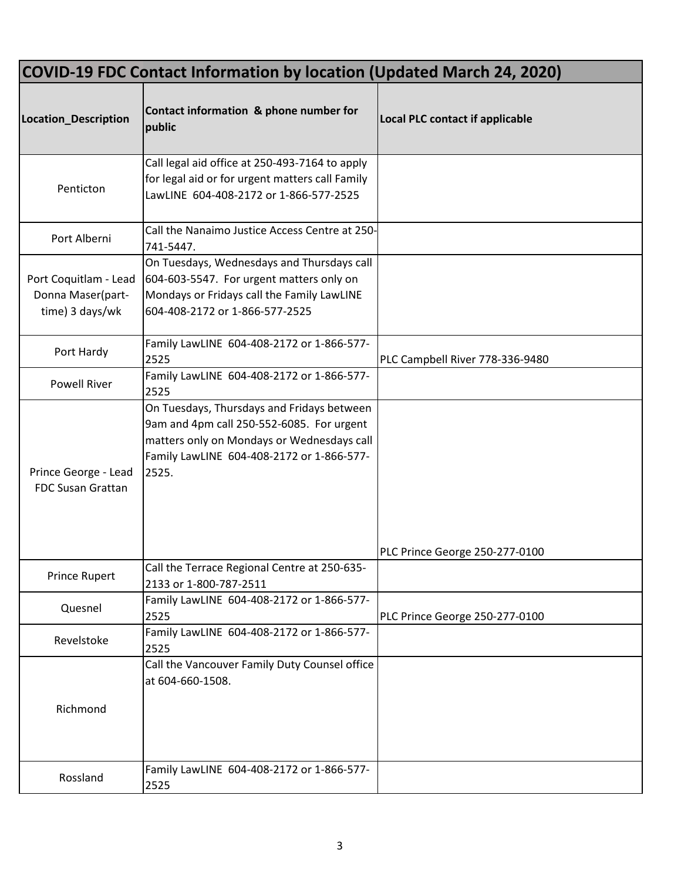## COVID-19 FDC Contact Information by location (Updated March 24, 2020)

| Location_Description | Contact information & phone number for public | Local PLC contact if applicable |
|---|---|---|
| Penticton | Call legal aid office at 250-493-7164 to apply for legal aid or for urgent matters call Family LawLINE 604-408-2172 or 1-866-577-2525 | |
| Port Alberni | Call the Nanaimo Justice Access Centre at 250-741-5447. | |
| Port Coquitlam - Lead Donna Maser(part-time) 3 days/wk | On Tuesdays, Wednesdays and Thursdays call 604-603-5547. For urgent matters only on Mondays or Fridays call the Family LawLINE 604-408-2172 or 1-866-577-2525 | |
| Port Hardy | Family LawLINE 604-408-2172 or 1-866-577-2525 | PLC Campbell River 778-336-9480 |
| Powell River | Family LawLINE 604-408-2172 or 1-866-577-2525 | |
| Prince George - Lead FDC Susan Grattan | On Tuesdays, Thursdays and Fridays between 9am and 4pm call 250-552-6085. For urgent matters only on Mondays or Wednesdays call Family LawLINE 604-408-2172 or 1-866-577-2525. | PLC Prince George 250-277-0100 |
| Prince Rupert | Call the Terrace Regional Centre at 250-635-2133 or 1-800-787-2511 | |
| Quesnel | Family LawLINE 604-408-2172 or 1-866-577-2525 | PLC Prince George 250-277-0100 |
| Revelstoke | Family LawLINE 604-408-2172 or 1-866-577-2525 | |
| Richmond | Call the Vancouver Family Duty Counsel office at 604-660-1508. | |
| Rossland | Family LawLINE 604-408-2172 or 1-866-577-2525 | |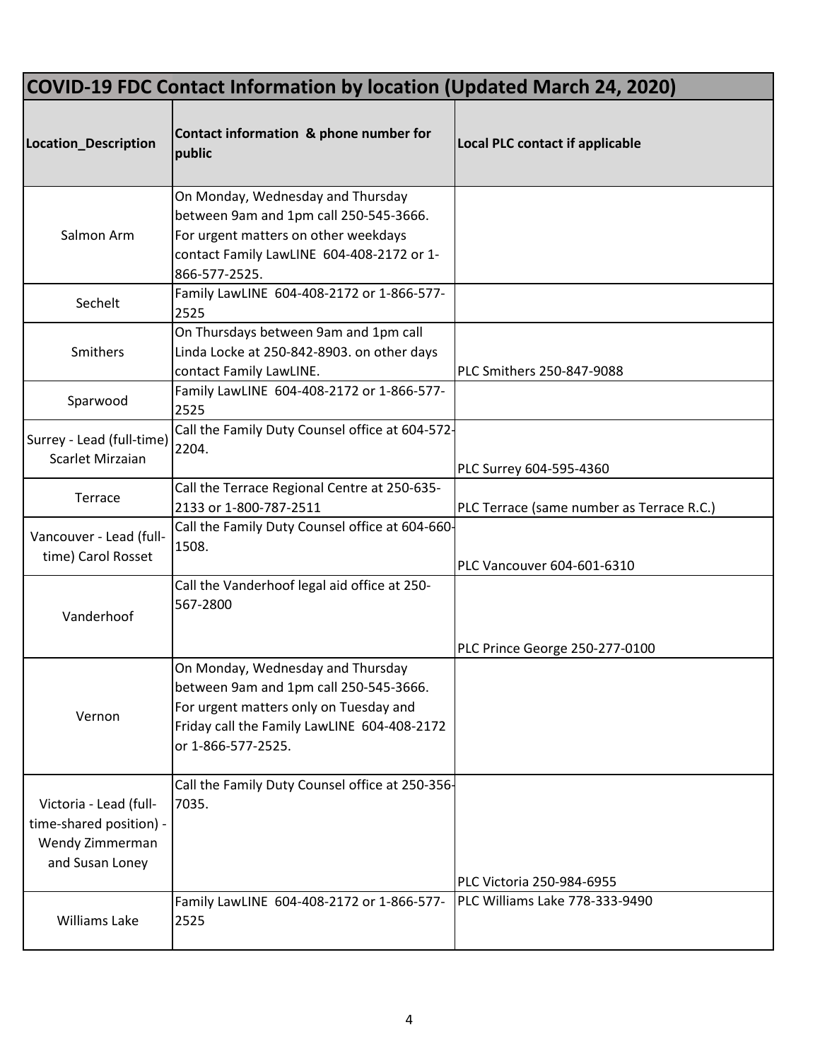| COVID-19 FDC Contact Information by location (Updated March 24, 2020) | | |
|---|---|---|
| **Location_Description** | **Contact information & phone number for public** | **Local PLC contact if applicable** |
| Salmon Arm | On Monday, Wednesday and Thursday between 9am and 1pm call 250-545-3666. For urgent matters on other weekdays contact Family LawLINE 604-408-2172 or 1-866-577-2525. | |
| Sechelt | Family LawLINE 604-408-2172 or 1-866-577-2525 | |
| Smithers | On Thursdays between 9am and 1pm call Linda Locke at 250-842-8903. on other days contact Family LawLINE. | PLC Smithers 250-847-9088 |
| Sparwood | Family LawLINE 604-408-2172 or 1-866-577-2525 | |
| Surrey - Lead (full-time) Scarlet Mirzaian | Call the Family Duty Counsel office at 604-572-2204. | PLC Surrey 604-595-4360 |
| Terrace | Call the Terrace Regional Centre at 250-635-2133 or 1-800-787-2511 | PLC Terrace (same number as Terrace R.C.) |
| Vancouver - Lead (full-time) Carol Rosset | Call the Family Duty Counsel office at 604-660-1508. | PLC Vancouver 604-601-6310 |
| Vanderhoof | Call the Vanderhoof legal aid office at 250-567-2800 | PLC Prince George 250-277-0100 |
| Vernon | On Monday, Wednesday and Thursday between 9am and 1pm call 250-545-3666. For urgent matters only on Tuesday and Friday call the Family LawLINE 604-408-2172 or 1-866-577-2525. | |
| Victoria - Lead (full-time-shared position) - Wendy Zimmerman and Susan Loney | Call the Family Duty Counsel office at 250-356-7035. | PLC Victoria 250-984-6955 |
| Williams Lake | Family LawLINE 604-408-2172 or 1-866-577-2525 | PLC Williams Lake 778-333-9490 |